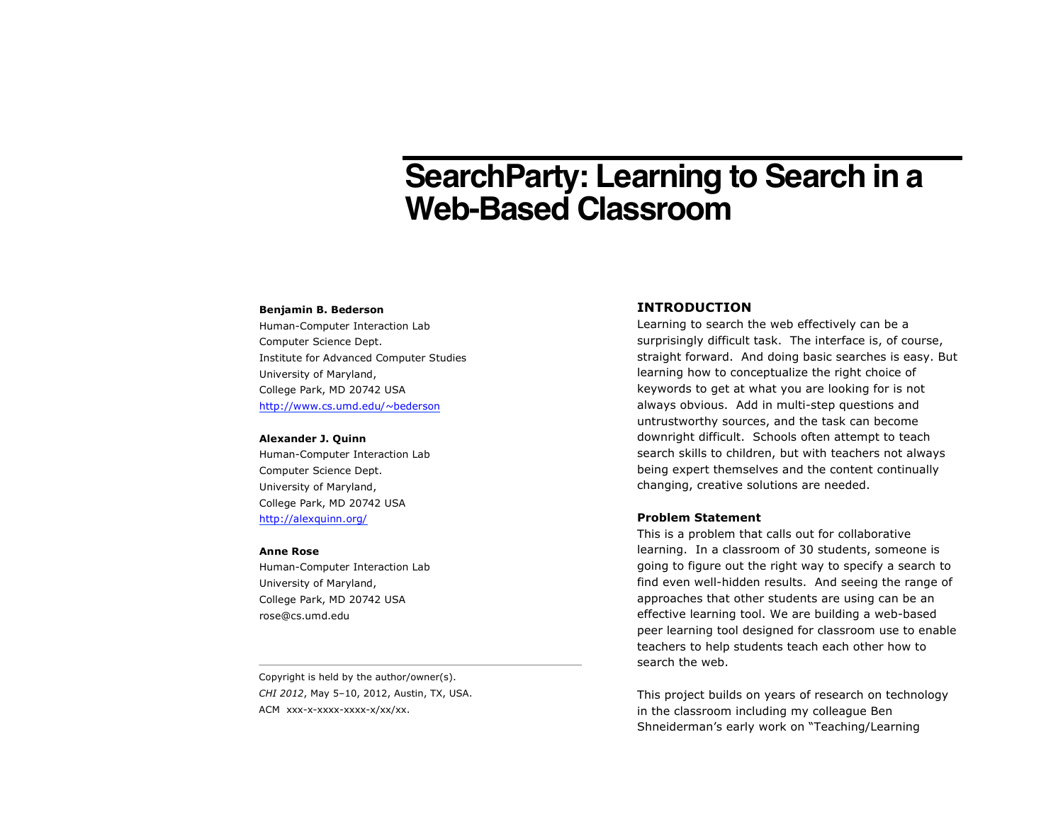# SearchParty: Learning to Search in a Web-Based Classroom

**Benjamin B. Bederson**
Human-Computer Interaction Lab
Computer Science Dept.
Institute for Advanced Computer Studies
University of Maryland,
College Park, MD 20742 USA
http://www.cs.umd.edu/~bederson

**Alexander J. Quinn**
Human-Computer Interaction Lab
Computer Science Dept.
University of Maryland,
College Park, MD 20742 USA
http://alexquinn.org/

**Anne Rose**
Human-Computer Interaction Lab
University of Maryland,
College Park, MD 20742 USA
rose@cs.umd.edu

---

Copyright is held by the author/owner(s).
*CHI 2012*, May 5–10, 2012, Austin, TX, USA.
ACM xxx-x-xxxx-xxxx-x/xx/xx.

## INTRODUCTION

Learning to search the web effectively can be a surprisingly difficult task. The interface is, of course, straight forward. And doing basic searches is easy. But learning how to conceptualize the right choice of keywords to get at what you are looking for is not always obvious. Add in multi-step questions and untrustworthy sources, and the task can become downright difficult. Schools often attempt to teach search skills to children, but with teachers not always being expert themselves and the content continually changing, creative solutions are needed.

### Problem Statement

This is a problem that calls out for collaborative learning. In a classroom of 30 students, someone is going to figure out the right way to specify a search to find even well-hidden results. And seeing the range of approaches that other students are using can be an effective learning tool. We are building a web-based peer learning tool designed for classroom use to enable teachers to help students teach each other how to search the web.

This project builds on years of research on technology in the classroom including my colleague Ben Shneiderman's early work on "Teaching/Learning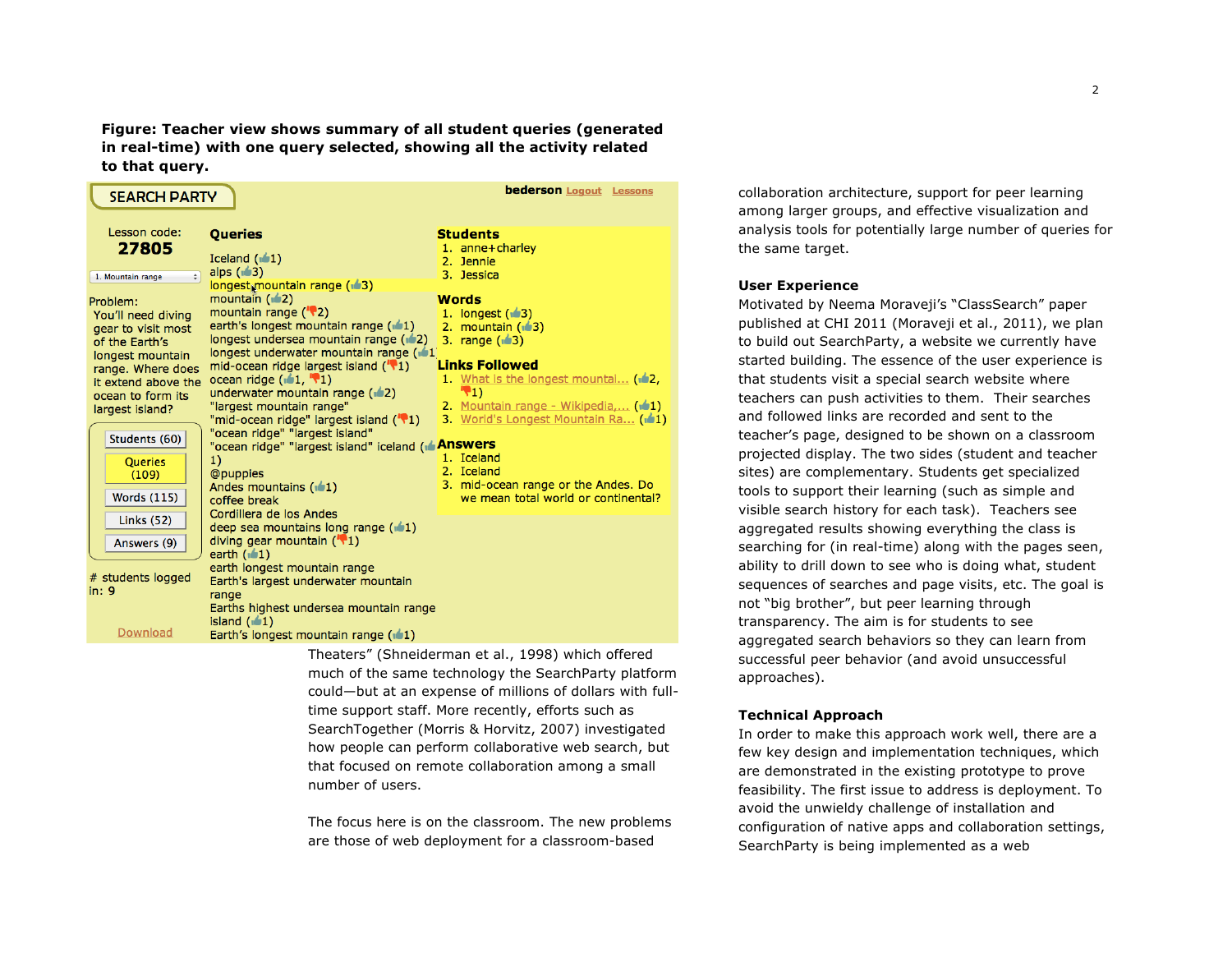**Figure: Teacher view shows summary of all student queries (generated in real-time) with one query selected, showing all the activity related to that query.**

SEARCH PARTY

bederson Logout Lessons

Lesson code: **27805**

1. Mountain range

Problem: You'll need diving gear to visit most of the Earth's longest mountain range. Where does it extend above the ocean to form its largest island?

Students (60)
Queries (109)
Words (115)
Links (52)
Answers (9)

# students logged in: 9

Download

**Queries**

Iceland (1)
alps (3)
longest mountain range (3)
mountain (2)
mountain range (2)
earth's longest mountain range (1)
longest undersea mountain range (2)
longest underwater mountain range (1)
mid-ocean ridge largest island (1)
ocean ridge (1, 1)
underwater mountain range (2)
"largest mountain range"
"mid-ocean ridge" largest island (1)
"ocean ridge" "largest island"
"ocean ridge" "largest island" iceland (1)
@puppies
Andes mountains (1)
coffee break
Cordillera de los Andes
deep sea mountains long range (1)
diving gear mountain (1)
earth (1)
earth longest mountain range
Earth's largest underwater mountain range
Earths highest undersea mountain range island (1)
Earth's longest mountain range (1)

**Students**

1. anne+charley
2. Jennie
3. Jessica

**Words**

1. longest (3)
2. mountain (3)
3. range (3)

**Links Followed**

1. What is the longest mountai... (2, 1)
2. Mountain range - Wikipedia,... (1)
3. World's Longest Mountain Ra... (1)

**Answers**

1. Iceland
2. Iceland
3. mid-ocean range or the Andes. Do we mean total world or continental?

Theaters" (Shneiderman et al., 1998) which offered much of the same technology the SearchParty platform could—but at an expense of millions of dollars with full-time support staff. More recently, efforts such as SearchTogether (Morris & Horvitz, 2007) investigated how people can perform collaborative web search, but that focused on remote collaboration among a small number of users.

The focus here is on the classroom. The new problems are those of web deployment for a classroom-based collaboration architecture, support for peer learning among larger groups, and effective visualization and analysis tools for potentially large number of queries for the same target.

### User Experience

Motivated by Neema Moraveji's "ClassSearch" paper published at CHI 2011 (Moraveji et al., 2011), we plan to build out SearchParty, a website we currently have started building. The essence of the user experience is that students visit a special search website where teachers can push activities to them. Their searches and followed links are recorded and sent to the teacher's page, designed to be shown on a classroom projected display. The two sides (student and teacher sites) are complementary. Students get specialized tools to support their learning (such as simple and visible search history for each task). Teachers see aggregated results showing everything the class is searching for (in real-time) along with the pages seen, ability to drill down to see who is doing what, student sequences of searches and page visits, etc. The goal is not "big brother", but peer learning through transparency. The aim is for students to see aggregated search behaviors so they can learn from successful peer behavior (and avoid unsuccessful approaches).

### Technical Approach

In order to make this approach work well, there are a few key design and implementation techniques, which are demonstrated in the existing prototype to prove feasibility. The first issue to address is deployment. To avoid the unwieldy challenge of installation and configuration of native apps and collaboration settings, SearchParty is being implemented as a web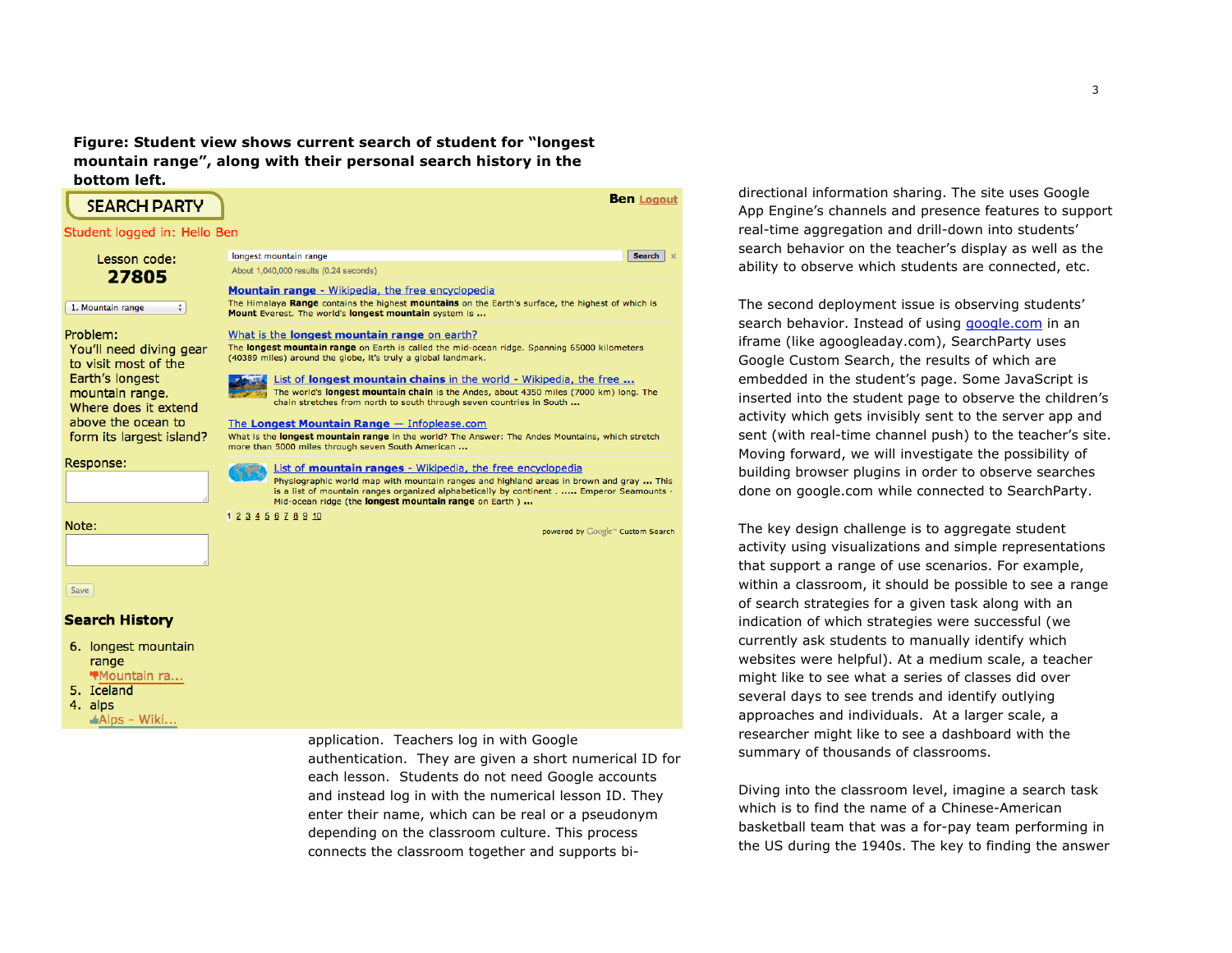**Figure: Student view shows current search of student for "longest mountain range", along with their personal search history in the bottom left.**

application. Teachers log in with Google authentication. They are given a short numerical ID for each lesson. Students do not need Google accounts and instead log in with the numerical lesson ID. They enter their name, which can be real or a pseudonym depending on the classroom culture. This process connects the classroom together and supports bi-directional information sharing. The site uses Google App Engine's channels and presence features to support real-time aggregation and drill-down into students' search behavior on the teacher's display as well as the ability to observe which students are connected, etc.

The second deployment issue is observing students' search behavior. Instead of using google.com in an iframe (like agoogleaday.com), SearchParty uses Google Custom Search, the results of which are embedded in the student's page. Some JavaScript is inserted into the student page to observe the children's activity which gets invisibly sent to the server app and sent (with real-time channel push) to the teacher's site. Moving forward, we will investigate the possibility of building browser plugins in order to observe searches done on google.com while connected to SearchParty.

The key design challenge is to aggregate student activity using visualizations and simple representations that support a range of use scenarios. For example, within a classroom, it should be possible to see a range of search strategies for a given task along with an indication of which strategies were successful (we currently ask students to manually identify which websites were helpful). At a medium scale, a teacher might like to see what a series of classes did over several days to see trends and identify outlying approaches and individuals. At a larger scale, a researcher might like to see a dashboard with the summary of thousands of classrooms.

Diving into the classroom level, imagine a search task which is to find the name of a Chinese-American basketball team that was a for-pay team performing in the US during the 1940s. The key to finding the answer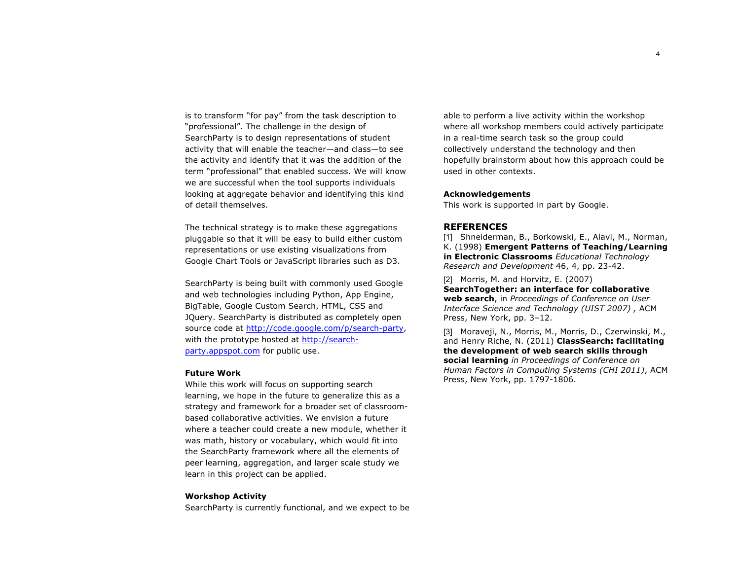is to transform "for pay" from the task description to "professional". The challenge in the design of SearchParty is to design representations of student activity that will enable the teacher—and class—to see the activity and identify that it was the addition of the term "professional" that enabled success. We will know we are successful when the tool supports individuals looking at aggregate behavior and identifying this kind of detail themselves.

The technical strategy is to make these aggregations pluggable so that it will be easy to build either custom representations or use existing visualizations from Google Chart Tools or JavaScript libraries such as D3.

SearchParty is being built with commonly used Google and web technologies including Python, App Engine, BigTable, Google Custom Search, HTML, CSS and JQuery. SearchParty is distributed as completely open source code at http://code.google.com/p/search-party, with the prototype hosted at http://search-party.appspot.com for public use.

**Future Work**

While this work will focus on supporting search learning, we hope in the future to generalize this as a strategy and framework for a broader set of classroom-based collaborative activities. We envision a future where a teacher could create a new module, whether it was math, history or vocabulary, which would fit into the SearchParty framework where all the elements of peer learning, aggregation, and larger scale study we learn in this project can be applied.

**Workshop Activity**

SearchParty is currently functional, and we expect to be able to perform a live activity within the workshop where all workshop members could actively participate in a real-time search task so the group could collectively understand the technology and then hopefully brainstorm about how this approach could be used in other contexts.

**Acknowledgements**

This work is supported in part by Google.

## REFERENCES

[1] Shneiderman, B., Borkowski, E., Alavi, M., Norman, K. (1998) **Emergent Patterns of Teaching/Learning in Electronic Classrooms** *Educational Technology Research and Development* 46, 4, pp. 23-42.

[2] Morris, M. and Horvitz, E. (2007) **SearchTogether: an interface for collaborative web search**, in *Proceedings of Conference on User Interface Science and Technology (UIST 2007)* , ACM Press, New York, pp. 3–12.

[3] Moraveji, N., Morris, M., Morris, D., Czerwinski, M., and Henry Riche, N. (2011) **ClassSearch: facilitating the development of web search skills through social learning** *in Proceedings of Conference on Human Factors in Computing Systems (CHI 2011)*, ACM Press, New York, pp. 1797-1806.